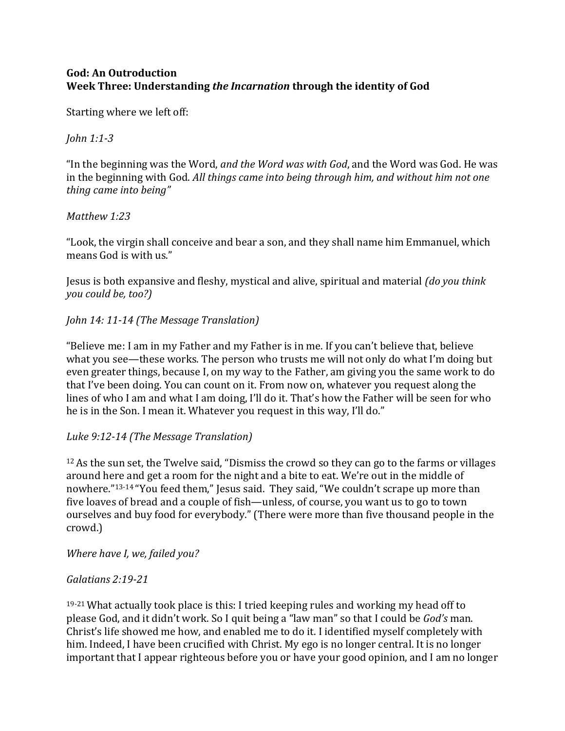**God: An Outroduction**
**Week Three: Understanding *the Incarnation* through the identity of God**

Starting where we left off:

*John 1:1-3*

"In the beginning was the Word, *and the Word was with God*, and the Word was God. He was in the beginning with God. *All things came into being through him, and without him not one thing came into being"*

*Matthew 1:23*

"Look, the virgin shall conceive and bear a son, and they shall name him Emmanuel, which means God is with us."

Jesus is both expansive and fleshy, mystical and alive, spiritual and material *(do you think you could be, too?)*

*John 14: 11-14 (The Message Translation)*

"Believe me: I am in my Father and my Father is in me. If you can't believe that, believe what you see—these works. The person who trusts me will not only do what I'm doing but even greater things, because I, on my way to the Father, am giving you the same work to do that I've been doing. You can count on it. From now on, whatever you request along the lines of who I am and what I am doing, I'll do it. That's how the Father will be seen for who he is in the Son. I mean it. Whatever you request in this way, I'll do."

*Luke 9:12-14 (The Message Translation)*

[12] As the sun set, the Twelve said, "Dismiss the crowd so they can go to the farms or villages around here and get a room for the night and a bite to eat. We're out in the middle of nowhere."[13-14] "You feed them," Jesus said. They said, "We couldn't scrape up more than five loaves of bread and a couple of fish—unless, of course, you want us to go to town ourselves and buy food for everybody." (There were more than five thousand people in the crowd.)

*Where have I, we, failed you?*

*Galatians 2:19-21*

[19-21] What actually took place is this: I tried keeping rules and working my head off to please God, and it didn't work. So I quit being a "law man" so that I could be *God's* man. Christ's life showed me how, and enabled me to do it. I identified myself completely with him. Indeed, I have been crucified with Christ. My ego is no longer central. It is no longer important that I appear righteous before you or have your good opinion, and I am no longer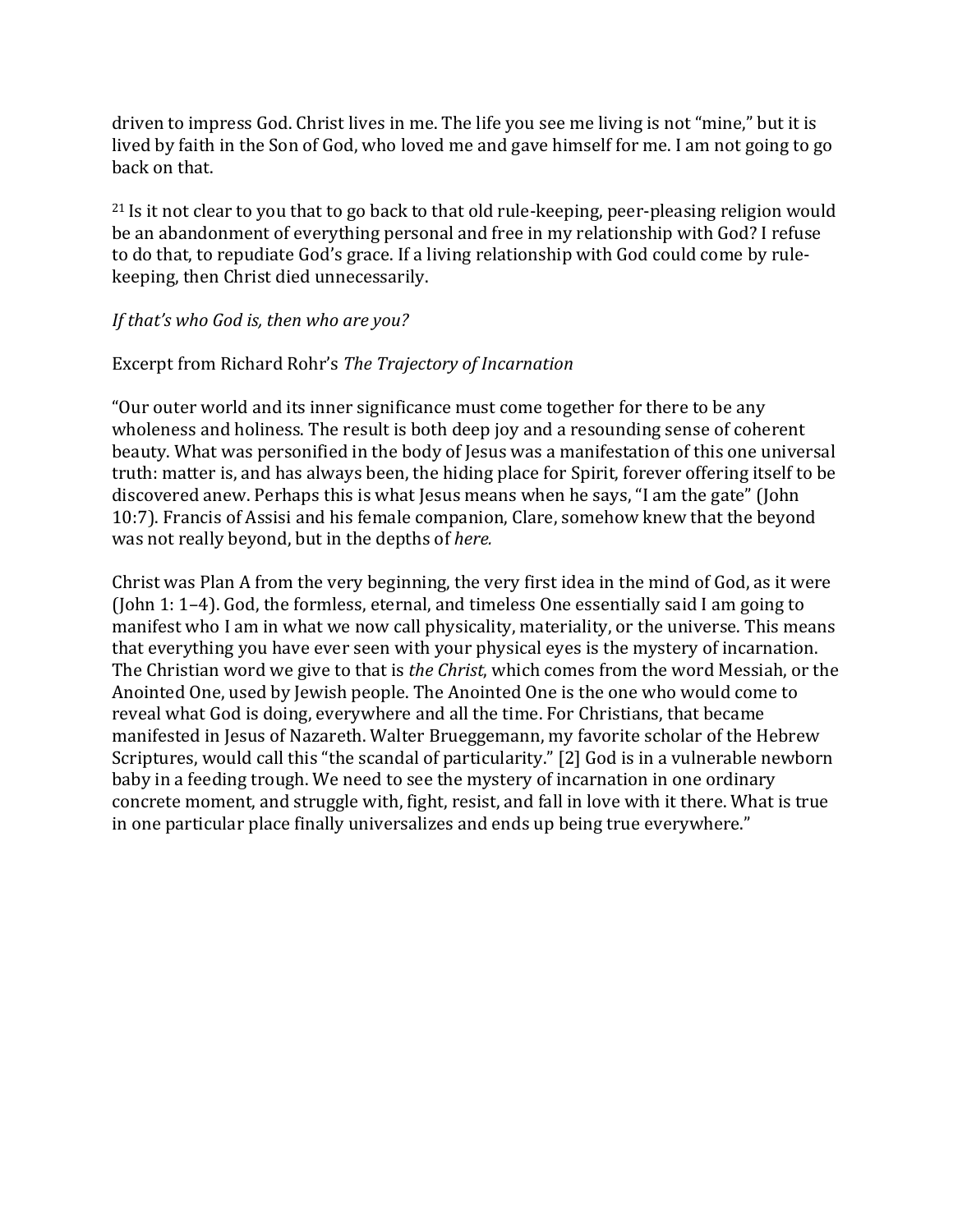driven to impress God. Christ lives in me. The life you see me living is not "mine," but it is lived by faith in the Son of God, who loved me and gave himself for me. I am not going to go back on that.

[21] Is it not clear to you that to go back to that old rule-keeping, peer-pleasing religion would be an abandonment of everything personal and free in my relationship with God? I refuse to do that, to repudiate God's grace. If a living relationship with God could come by rule-keeping, then Christ died unnecessarily.

*If that's who God is, then who are you?*

Excerpt from Richard Rohr's *The Trajectory of Incarnation*

"Our outer world and its inner significance must come together for there to be any wholeness and holiness. The result is both deep joy and a resounding sense of coherent beauty. What was personified in the body of Jesus was a manifestation of this one universal truth: matter is, and has always been, the hiding place for Spirit, forever offering itself to be discovered anew. Perhaps this is what Jesus means when he says, "I am the gate" (John 10:7). Francis of Assisi and his female companion, Clare, somehow knew that the beyond was not really beyond, but in the depths of *here.*

Christ was Plan A from the very beginning, the very first idea in the mind of God, as it were (John 1: 1–4). God, the formless, eternal, and timeless One essentially said I am going to manifest who I am in what we now call physicality, materiality, or the universe. This means that everything you have ever seen with your physical eyes is the mystery of incarnation. The Christian word we give to that is *the Christ*, which comes from the word Messiah, or the Anointed One, used by Jewish people. The Anointed One is the one who would come to reveal what God is doing, everywhere and all the time. For Christians, that became manifested in Jesus of Nazareth. Walter Brueggemann, my favorite scholar of the Hebrew Scriptures, would call this "the scandal of particularity." [2] God is in a vulnerable newborn baby in a feeding trough. We need to see the mystery of incarnation in one ordinary concrete moment, and struggle with, fight, resist, and fall in love with it there. What is true in one particular place finally universalizes and ends up being true everywhere."